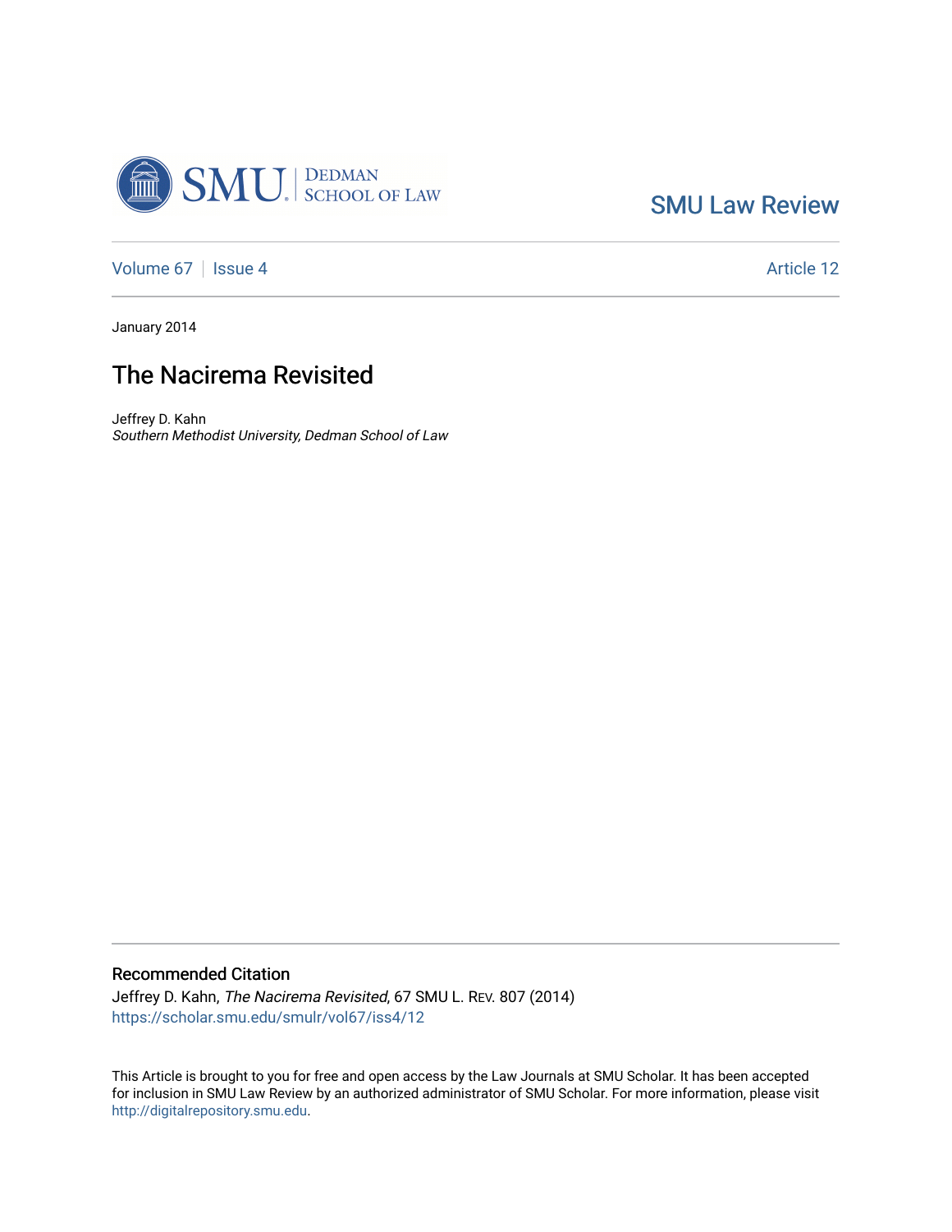SMU Law Review

Volume 67 | Issue 4 | Article 12

January 2014

# The Nacirema Revisited

Jeffrey D. Kahn
*Southern Methodist University, Dedman School of Law*

## Recommended Citation

Jeffrey D. Kahn, *The Nacirema Revisited*, 67 SMU L. REV. 807 (2014)
https://scholar.smu.edu/smulr/vol67/iss4/12

This Article is brought to you for free and open access by the Law Journals at SMU Scholar. It has been accepted for inclusion in SMU Law Review by an authorized administrator of SMU Scholar. For more information, please visit http://digitalrepository.smu.edu.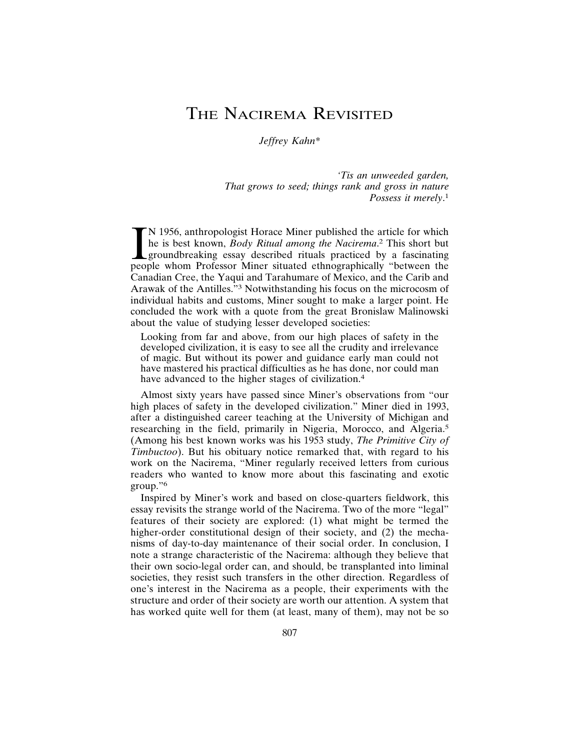# The Nacirema Revisited

*Jeffrey Kahn**

> *'Tis an unweeded garden,*
> *That grows to seed; things rank and gross in nature*
> *Possess it merely*.[1]

IN 1956, anthropologist Horace Miner published the article for which he is best known, *Body Ritual among the Nacirema*.[2] This short but groundbreaking essay described rituals practiced by a fascinating people whom Professor Miner situated ethnographically "between the Canadian Cree, the Yaqui and Tarahumare of Mexico, and the Carib and Arawak of the Antilles."[3] Notwithstanding his focus on the microcosm of individual habits and customs, Miner sought to make a larger point. He concluded the work with a quote from the great Bronislaw Malinowski about the value of studying lesser developed societies:

> Looking from far and above, from our high places of safety in the developed civilization, it is easy to see all the crudity and irrelevance of magic. But without its power and guidance early man could not have mastered his practical difficulties as he has done, nor could man have advanced to the higher stages of civilization.[4]

Almost sixty years have passed since Miner's observations from "our high places of safety in the developed civilization." Miner died in 1993, after a distinguished career teaching at the University of Michigan and researching in the field, primarily in Nigeria, Morocco, and Algeria.[5] (Among his best known works was his 1953 study, *The Primitive City of Timbuctoo*). But his obituary notice remarked that, with regard to his work on the Nacirema, "Miner regularly received letters from curious readers who wanted to know more about this fascinating and exotic group."[6]

Inspired by Miner's work and based on close-quarters fieldwork, this essay revisits the strange world of the Nacirema. Two of the more "legal" features of their society are explored: (1) what might be termed the higher-order constitutional design of their society, and (2) the mechanisms of day-to-day maintenance of their social order. In conclusion, I note a strange characteristic of the Nacirema: although they believe that their own socio-legal order can, and should, be transplanted into liminal societies, they resist such transfers in the other direction. Regardless of one's interest in the Nacirema as a people, their experiments with the structure and order of their society are worth our attention. A system that has worked quite well for them (at least, many of them), may not be so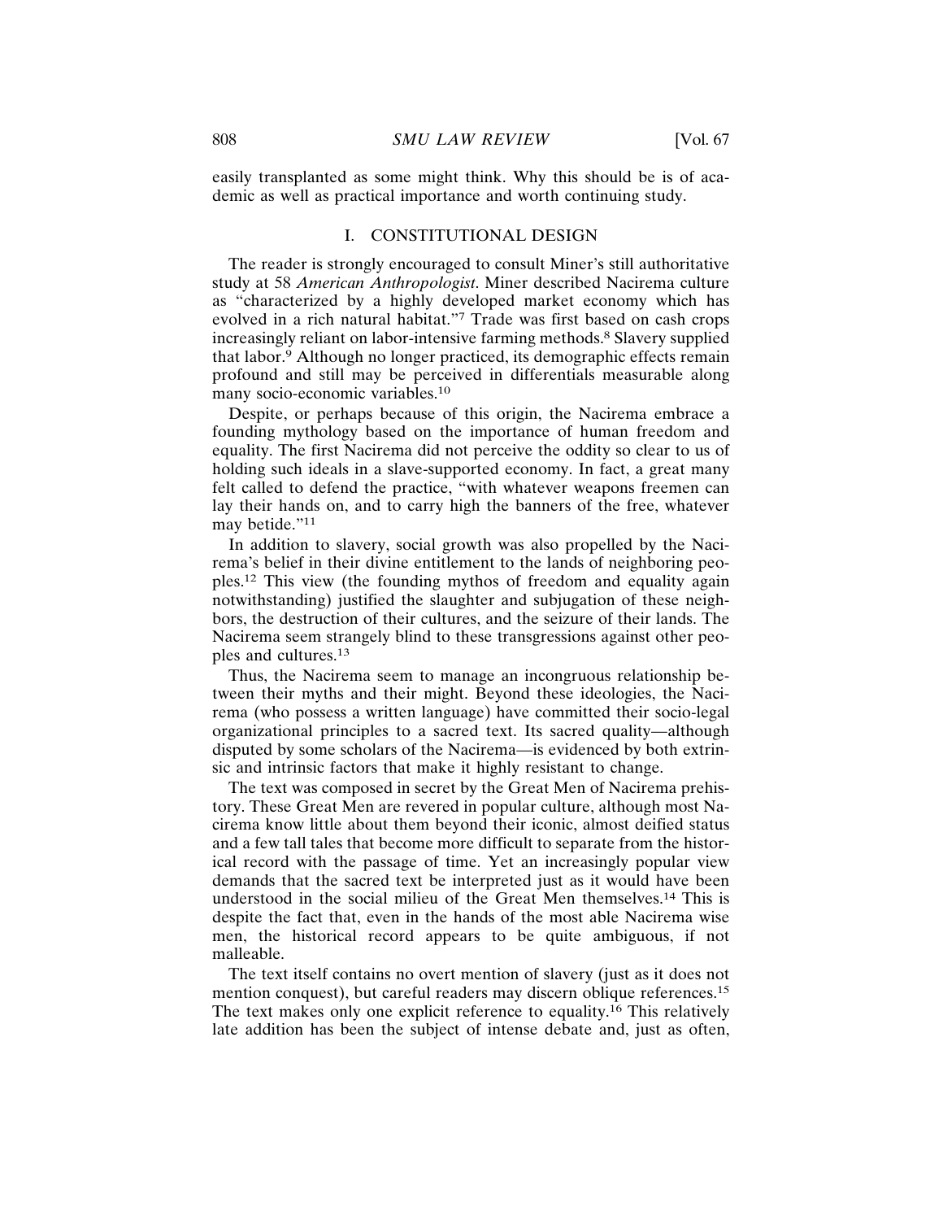easily transplanted as some might think. Why this should be is of academic as well as practical importance and worth continuing study.

## I. CONSTITUTIONAL DESIGN

The reader is strongly encouraged to consult Miner's still authoritative study at 58 *American Anthropologist*. Miner described Nacirema culture as "characterized by a highly developed market economy which has evolved in a rich natural habitat."[7] Trade was first based on cash crops increasingly reliant on labor-intensive farming methods.[8] Slavery supplied that labor.[9] Although no longer practiced, its demographic effects remain profound and still may be perceived in differentials measurable along many socio-economic variables.[10]

Despite, or perhaps because of this origin, the Nacirema embrace a founding mythology based on the importance of human freedom and equality. The first Nacirema did not perceive the oddity so clear to us of holding such ideals in a slave-supported economy. In fact, a great many felt called to defend the practice, "with whatever weapons freemen can lay their hands on, and to carry high the banners of the free, whatever may betide."[11]

In addition to slavery, social growth was also propelled by the Nacirema's belief in their divine entitlement to the lands of neighboring peoples.[12] This view (the founding mythos of freedom and equality again notwithstanding) justified the slaughter and subjugation of these neighbors, the destruction of their cultures, and the seizure of their lands. The Nacirema seem strangely blind to these transgressions against other peoples and cultures.[13]

Thus, the Nacirema seem to manage an incongruous relationship between their myths and their might. Beyond these ideologies, the Nacirema (who possess a written language) have committed their socio-legal organizational principles to a sacred text. Its sacred quality—although disputed by some scholars of the Nacirema—is evidenced by both extrinsic and intrinsic factors that make it highly resistant to change.

The text was composed in secret by the Great Men of Nacirema prehistory. These Great Men are revered in popular culture, although most Nacirema know little about them beyond their iconic, almost deified status and a few tall tales that become more difficult to separate from the historical record with the passage of time. Yet an increasingly popular view demands that the sacred text be interpreted just as it would have been understood in the social milieu of the Great Men themselves.[14] This is despite the fact that, even in the hands of the most able Nacirema wise men, the historical record appears to be quite ambiguous, if not malleable.

The text itself contains no overt mention of slavery (just as it does not mention conquest), but careful readers may discern oblique references.[15] The text makes only one explicit reference to equality.[16] This relatively late addition has been the subject of intense debate and, just as often,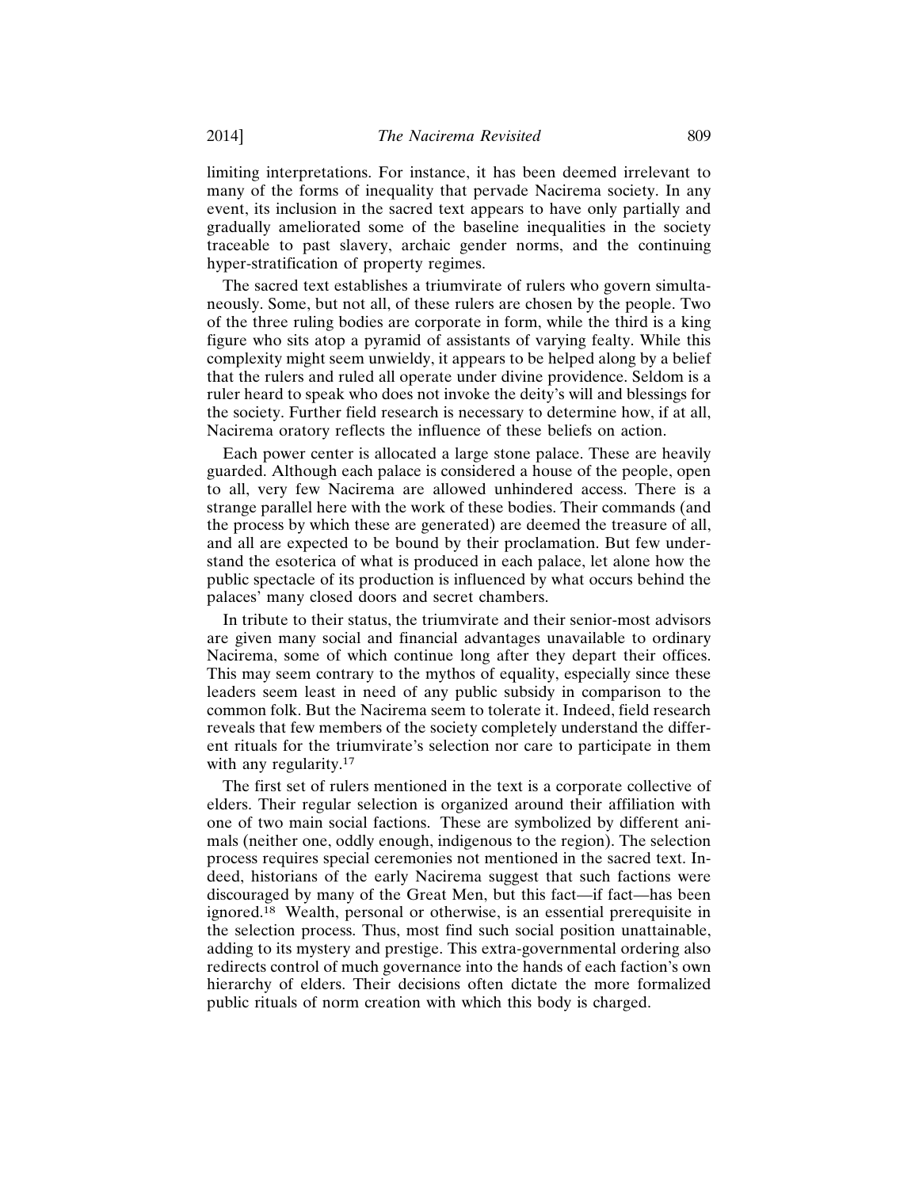limiting interpretations. For instance, it has been deemed irrelevant to many of the forms of inequality that pervade Nacirema society. In any event, its inclusion in the sacred text appears to have only partially and gradually ameliorated some of the baseline inequalities in the society traceable to past slavery, archaic gender norms, and the continuing hyper-stratification of property regimes.

The sacred text establishes a triumvirate of rulers who govern simultaneously. Some, but not all, of these rulers are chosen by the people. Two of the three ruling bodies are corporate in form, while the third is a king figure who sits atop a pyramid of assistants of varying fealty. While this complexity might seem unwieldy, it appears to be helped along by a belief that the rulers and ruled all operate under divine providence. Seldom is a ruler heard to speak who does not invoke the deity's will and blessings for the society. Further field research is necessary to determine how, if at all, Nacirema oratory reflects the influence of these beliefs on action.

Each power center is allocated a large stone palace. These are heavily guarded. Although each palace is considered a house of the people, open to all, very few Nacirema are allowed unhindered access. There is a strange parallel here with the work of these bodies. Their commands (and the process by which these are generated) are deemed the treasure of all, and all are expected to be bound by their proclamation. But few understand the esoterica of what is produced in each palace, let alone how the public spectacle of its production is influenced by what occurs behind the palaces' many closed doors and secret chambers.

In tribute to their status, the triumvirate and their senior-most advisors are given many social and financial advantages unavailable to ordinary Nacirema, some of which continue long after they depart their offices. This may seem contrary to the mythos of equality, especially since these leaders seem least in need of any public subsidy in comparison to the common folk. But the Nacirema seem to tolerate it. Indeed, field research reveals that few members of the society completely understand the different rituals for the triumvirate's selection nor care to participate in them with any regularity.[17]

The first set of rulers mentioned in the text is a corporate collective of elders. Their regular selection is organized around their affiliation with one of two main social factions. These are symbolized by different animals (neither one, oddly enough, indigenous to the region). The selection process requires special ceremonies not mentioned in the sacred text. Indeed, historians of the early Nacirema suggest that such factions were discouraged by many of the Great Men, but this fact—if fact—has been ignored.[18] Wealth, personal or otherwise, is an essential prerequisite in the selection process. Thus, most find such social position unattainable, adding to its mystery and prestige. This extra-governmental ordering also redirects control of much governance into the hands of each faction's own hierarchy of elders. Their decisions often dictate the more formalized public rituals of norm creation with which this body is charged.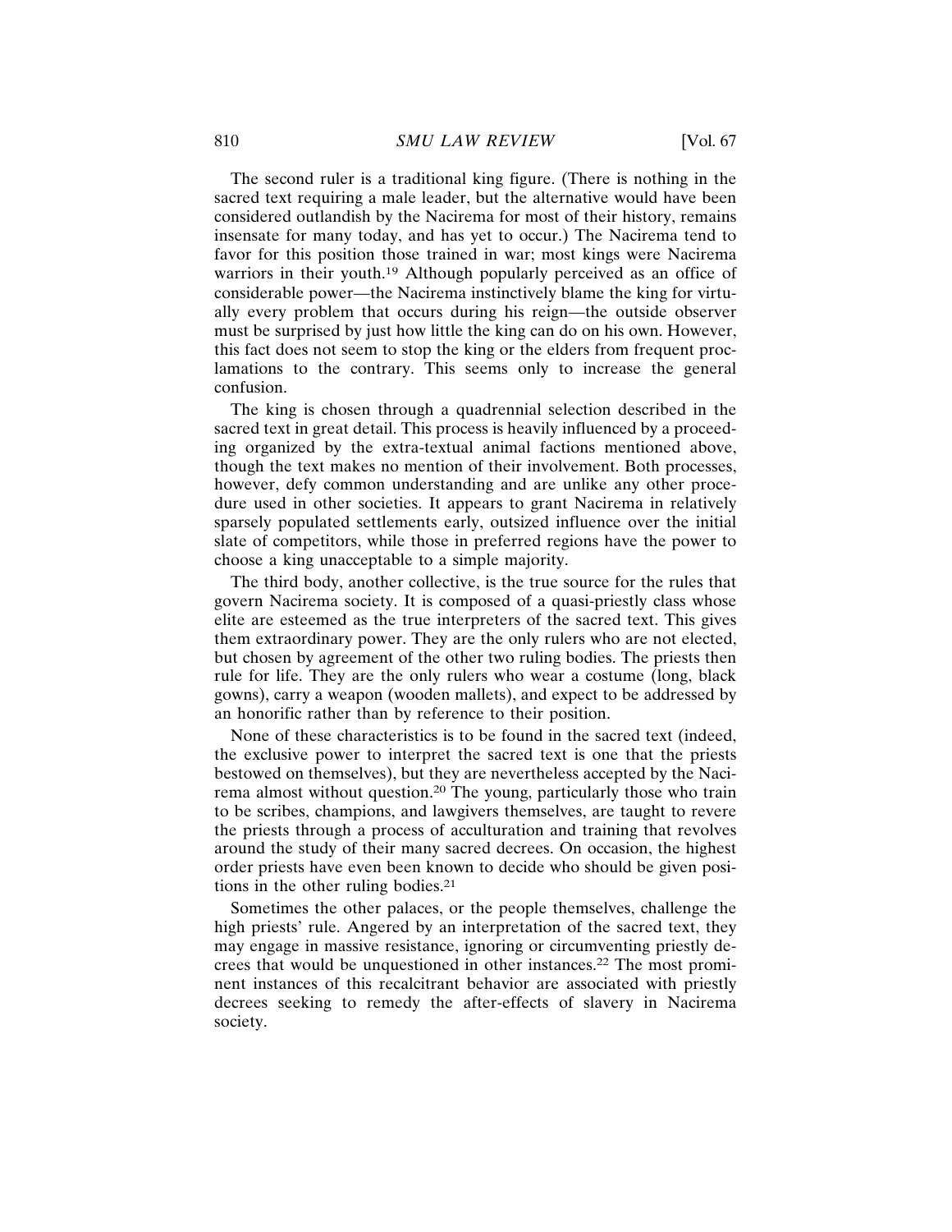The second ruler is a traditional king figure. (There is nothing in the sacred text requiring a male leader, but the alternative would have been considered outlandish by the Nacirema for most of their history, remains insensate for many today, and has yet to occur.) The Nacirema tend to favor for this position those trained in war; most kings were Nacirema warriors in their youth.[19] Although popularly perceived as an office of considerable power—the Nacirema instinctively blame the king for virtually every problem that occurs during his reign—the outside observer must be surprised by just how little the king can do on his own. However, this fact does not seem to stop the king or the elders from frequent proclamations to the contrary. This seems only to increase the general confusion.

The king is chosen through a quadrennial selection described in the sacred text in great detail. This process is heavily influenced by a proceeding organized by the extra-textual animal factions mentioned above, though the text makes no mention of their involvement. Both processes, however, defy common understanding and are unlike any other procedure used in other societies. It appears to grant Nacirema in relatively sparsely populated settlements early, outsized influence over the initial slate of competitors, while those in preferred regions have the power to choose a king unacceptable to a simple majority.

The third body, another collective, is the true source for the rules that govern Nacirema society. It is composed of a quasi-priestly class whose elite are esteemed as the true interpreters of the sacred text. This gives them extraordinary power. They are the only rulers who are not elected, but chosen by agreement of the other two ruling bodies. The priests then rule for life. They are the only rulers who wear a costume (long, black gowns), carry a weapon (wooden mallets), and expect to be addressed by an honorific rather than by reference to their position.

None of these characteristics is to be found in the sacred text (indeed, the exclusive power to interpret the sacred text is one that the priests bestowed on themselves), but they are nevertheless accepted by the Nacirema almost without question.[20] The young, particularly those who train to be scribes, champions, and lawgivers themselves, are taught to revere the priests through a process of acculturation and training that revolves around the study of their many sacred decrees. On occasion, the highest order priests have even been known to decide who should be given positions in the other ruling bodies.[21]

Sometimes the other palaces, or the people themselves, challenge the high priests' rule. Angered by an interpretation of the sacred text, they may engage in massive resistance, ignoring or circumventing priestly decrees that would be unquestioned in other instances.[22] The most prominent instances of this recalcitrant behavior are associated with priestly decrees seeking to remedy the after-effects of slavery in Nacirema society.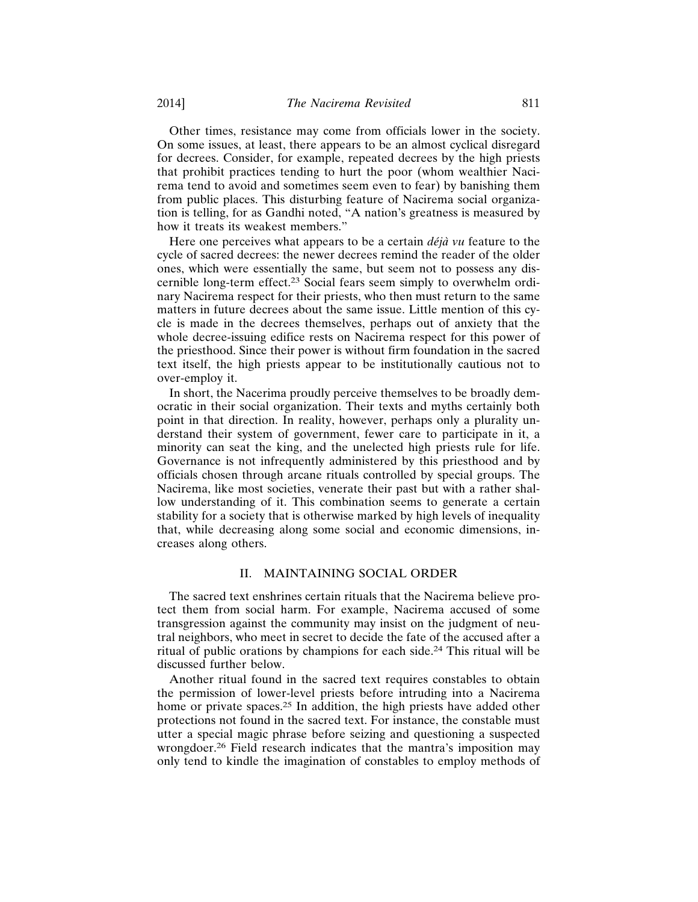Other times, resistance may come from officials lower in the society. On some issues, at least, there appears to be an almost cyclical disregard for decrees. Consider, for example, repeated decrees by the high priests that prohibit practices tending to hurt the poor (whom wealthier Nacirema tend to avoid and sometimes seem even to fear) by banishing them from public places. This disturbing feature of Nacirema social organization is telling, for as Gandhi noted, "A nation's greatness is measured by how it treats its weakest members."

Here one perceives what appears to be a certain *déjà vu* feature to the cycle of sacred decrees: the newer decrees remind the reader of the older ones, which were essentially the same, but seem not to possess any discernible long-term effect.[23] Social fears seem simply to overwhelm ordinary Nacirema respect for their priests, who then must return to the same matters in future decrees about the same issue. Little mention of this cycle is made in the decrees themselves, perhaps out of anxiety that the whole decree-issuing edifice rests on Nacirema respect for this power of the priesthood. Since their power is without firm foundation in the sacred text itself, the high priests appear to be institutionally cautious not to over-employ it.

In short, the Nacerima proudly perceive themselves to be broadly democratic in their social organization. Their texts and myths certainly both point in that direction. In reality, however, perhaps only a plurality understand their system of government, fewer care to participate in it, a minority can seat the king, and the unelected high priests rule for life. Governance is not infrequently administered by this priesthood and by officials chosen through arcane rituals controlled by special groups. The Nacirema, like most societies, venerate their past but with a rather shallow understanding of it. This combination seems to generate a certain stability for a society that is otherwise marked by high levels of inequality that, while decreasing along some social and economic dimensions, increases along others.

## II. MAINTAINING SOCIAL ORDER

The sacred text enshrines certain rituals that the Nacirema believe protect them from social harm. For example, Nacirema accused of some transgression against the community may insist on the judgment of neutral neighbors, who meet in secret to decide the fate of the accused after a ritual of public orations by champions for each side.[24] This ritual will be discussed further below.

Another ritual found in the sacred text requires constables to obtain the permission of lower-level priests before intruding into a Nacirema home or private spaces.[25] In addition, the high priests have added other protections not found in the sacred text. For instance, the constable must utter a special magic phrase before seizing and questioning a suspected wrongdoer.[26] Field research indicates that the mantra's imposition may only tend to kindle the imagination of constables to employ methods of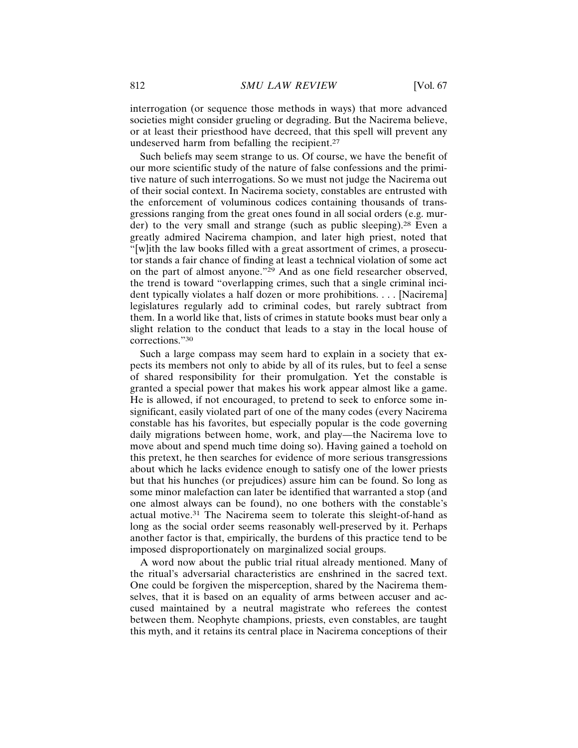interrogation (or sequence those methods in ways) that more advanced societies might consider grueling or degrading. But the Nacirema believe, or at least their priesthood have decreed, that this spell will prevent any undeserved harm from befalling the recipient.[27]

Such beliefs may seem strange to us. Of course, we have the benefit of our more scientific study of the nature of false confessions and the primitive nature of such interrogations. So we must not judge the Nacirema out of their social context. In Nacirema society, constables are entrusted with the enforcement of voluminous codices containing thousands of transgressions ranging from the great ones found in all social orders (e.g. murder) to the very small and strange (such as public sleeping).[28] Even a greatly admired Nacirema champion, and later high priest, noted that "[w]ith the law books filled with a great assortment of crimes, a prosecutor stands a fair chance of finding at least a technical violation of some act on the part of almost anyone."[29] And as one field researcher observed, the trend is toward "overlapping crimes, such that a single criminal incident typically violates a half dozen or more prohibitions. . . . [Nacirema] legislatures regularly add to criminal codes, but rarely subtract from them. In a world like that, lists of crimes in statute books must bear only a slight relation to the conduct that leads to a stay in the local house of corrections."[30]

Such a large compass may seem hard to explain in a society that expects its members not only to abide by all of its rules, but to feel a sense of shared responsibility for their promulgation. Yet the constable is granted a special power that makes his work appear almost like a game. He is allowed, if not encouraged, to pretend to seek to enforce some insignificant, easily violated part of one of the many codes (every Nacirema constable has his favorites, but especially popular is the code governing daily migrations between home, work, and play—the Nacirema love to move about and spend much time doing so). Having gained a toehold on this pretext, he then searches for evidence of more serious transgressions about which he lacks evidence enough to satisfy one of the lower priests but that his hunches (or prejudices) assure him can be found. So long as some minor malefaction can later be identified that warranted a stop (and one almost always can be found), no one bothers with the constable's actual motive.[31] The Nacirema seem to tolerate this sleight-of-hand as long as the social order seems reasonably well-preserved by it. Perhaps another factor is that, empirically, the burdens of this practice tend to be imposed disproportionately on marginalized social groups.

A word now about the public trial ritual already mentioned. Many of the ritual's adversarial characteristics are enshrined in the sacred text. One could be forgiven the misperception, shared by the Nacirema themselves, that it is based on an equality of arms between accuser and accused maintained by a neutral magistrate who referees the contest between them. Neophyte champions, priests, even constables, are taught this myth, and it retains its central place in Nacirema conceptions of their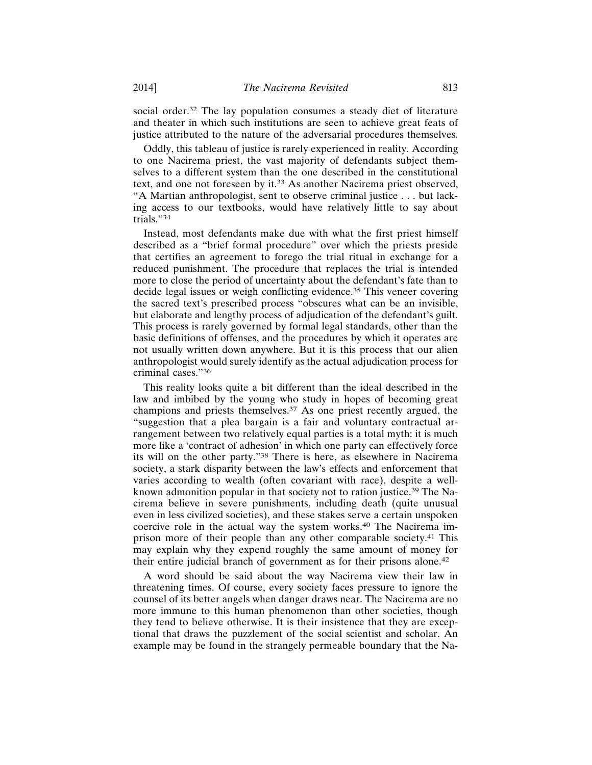social order.[32] The lay population consumes a steady diet of literature and theater in which such institutions are seen to achieve great feats of justice attributed to the nature of the adversarial procedures themselves.

Oddly, this tableau of justice is rarely experienced in reality. According to one Nacirema priest, the vast majority of defendants subject themselves to a different system than the one described in the constitutional text, and one not foreseen by it.[33] As another Nacirema priest observed, "A Martian anthropologist, sent to observe criminal justice . . . but lacking access to our textbooks, would have relatively little to say about trials."[34]

Instead, most defendants make due with what the first priest himself described as a "brief formal procedure" over which the priests preside that certifies an agreement to forego the trial ritual in exchange for a reduced punishment. The procedure that replaces the trial is intended more to close the period of uncertainty about the defendant's fate than to decide legal issues or weigh conflicting evidence.[35] This veneer covering the sacred text's prescribed process "obscures what can be an invisible, but elaborate and lengthy process of adjudication of the defendant's guilt. This process is rarely governed by formal legal standards, other than the basic definitions of offenses, and the procedures by which it operates are not usually written down anywhere. But it is this process that our alien anthropologist would surely identify as the actual adjudication process for criminal cases."[36]

This reality looks quite a bit different than the ideal described in the law and imbibed by the young who study in hopes of becoming great champions and priests themselves.[37] As one priest recently argued, the "suggestion that a plea bargain is a fair and voluntary contractual arrangement between two relatively equal parties is a total myth: it is much more like a 'contract of adhesion' in which one party can effectively force its will on the other party."[38] There is here, as elsewhere in Nacirema society, a stark disparity between the law's effects and enforcement that varies according to wealth (often covariant with race), despite a well-known admonition popular in that society not to ration justice.[39] The Nacirema believe in severe punishments, including death (quite unusual even in less civilized societies), and these stakes serve a certain unspoken coercive role in the actual way the system works.[40] The Nacirema imprison more of their people than any other comparable society.[41] This may explain why they expend roughly the same amount of money for their entire judicial branch of government as for their prisons alone.[42]

A word should be said about the way Nacirema view their law in threatening times. Of course, every society faces pressure to ignore the counsel of its better angels when danger draws near. The Nacirema are no more immune to this human phenomenon than other societies, though they tend to believe otherwise. It is their insistence that they are exceptional that draws the puzzlement of the social scientist and scholar. An example may be found in the strangely permeable boundary that the Na-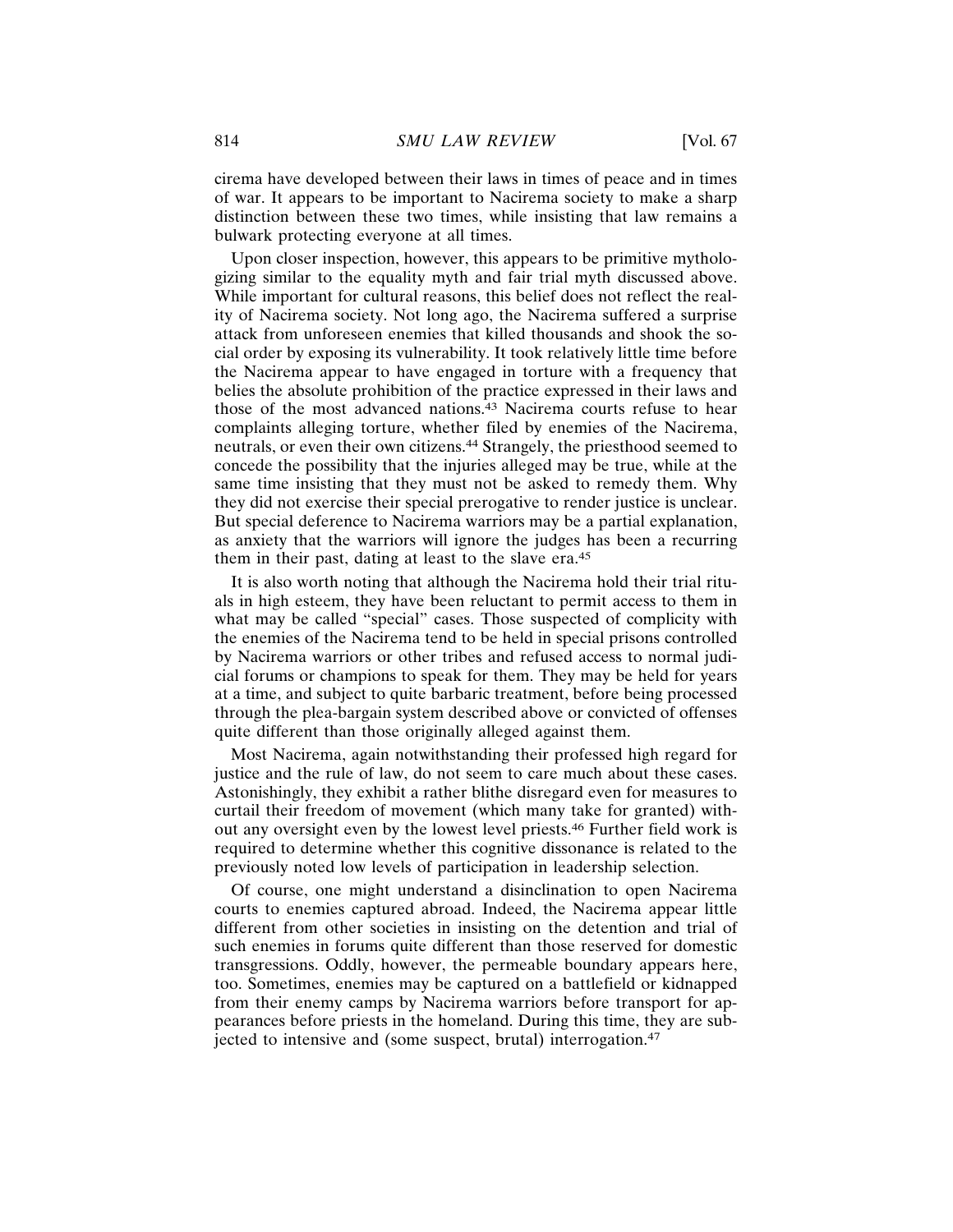cirema have developed between their laws in times of peace and in times of war. It appears to be important to Nacirema society to make a sharp distinction between these two times, while insisting that law remains a bulwark protecting everyone at all times.

Upon closer inspection, however, this appears to be primitive mythologizing similar to the equality myth and fair trial myth discussed above. While important for cultural reasons, this belief does not reflect the reality of Nacirema society. Not long ago, the Nacirema suffered a surprise attack from unforeseen enemies that killed thousands and shook the social order by exposing its vulnerability. It took relatively little time before the Nacirema appear to have engaged in torture with a frequency that belies the absolute prohibition of the practice expressed in their laws and those of the most advanced nations.[43] Nacirema courts refuse to hear complaints alleging torture, whether filed by enemies of the Nacirema, neutrals, or even their own citizens.[44] Strangely, the priesthood seemed to concede the possibility that the injuries alleged may be true, while at the same time insisting that they must not be asked to remedy them. Why they did not exercise their special prerogative to render justice is unclear. But special deference to Nacirema warriors may be a partial explanation, as anxiety that the warriors will ignore the judges has been a recurring them in their past, dating at least to the slave era.[45]

It is also worth noting that although the Nacirema hold their trial rituals in high esteem, they have been reluctant to permit access to them in what may be called "special" cases. Those suspected of complicity with the enemies of the Nacirema tend to be held in special prisons controlled by Nacirema warriors or other tribes and refused access to normal judicial forums or champions to speak for them. They may be held for years at a time, and subject to quite barbaric treatment, before being processed through the plea-bargain system described above or convicted of offenses quite different than those originally alleged against them.

Most Nacirema, again notwithstanding their professed high regard for justice and the rule of law, do not seem to care much about these cases. Astonishingly, they exhibit a rather blithe disregard even for measures to curtail their freedom of movement (which many take for granted) without any oversight even by the lowest level priests.[46] Further field work is required to determine whether this cognitive dissonance is related to the previously noted low levels of participation in leadership selection.

Of course, one might understand a disinclination to open Nacirema courts to enemies captured abroad. Indeed, the Nacirema appear little different from other societies in insisting on the detention and trial of such enemies in forums quite different than those reserved for domestic transgressions. Oddly, however, the permeable boundary appears here, too. Sometimes, enemies may be captured on a battlefield or kidnapped from their enemy camps by Nacirema warriors before transport for appearances before priests in the homeland. During this time, they are subjected to intensive and (some suspect, brutal) interrogation.[47]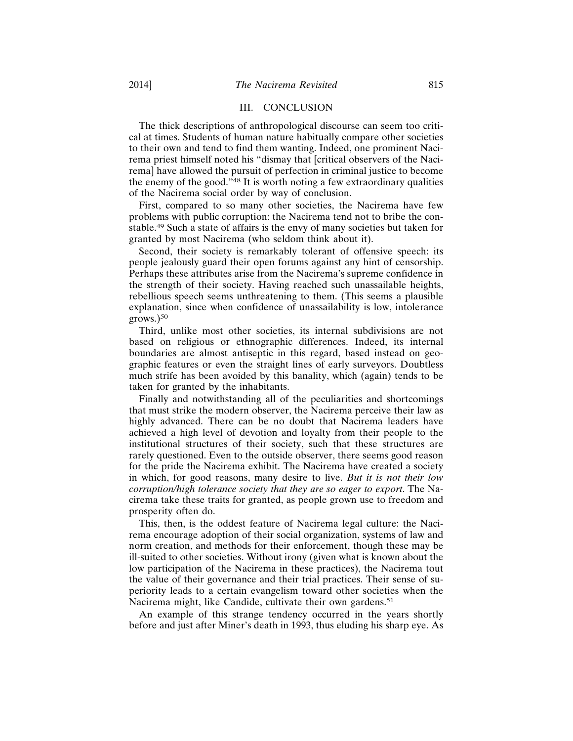## III. CONCLUSION

The thick descriptions of anthropological discourse can seem too critical at times. Students of human nature habitually compare other societies to their own and tend to find them wanting. Indeed, one prominent Nacirema priest himself noted his "dismay that [critical observers of the Nacirema] have allowed the pursuit of perfection in criminal justice to become the enemy of the good."[48] It is worth noting a few extraordinary qualities of the Nacirema social order by way of conclusion.

First, compared to so many other societies, the Nacirema have few problems with public corruption: the Nacirema tend not to bribe the constable.[49] Such a state of affairs is the envy of many societies but taken for granted by most Nacirema (who seldom think about it).

Second, their society is remarkably tolerant of offensive speech: its people jealously guard their open forums against any hint of censorship. Perhaps these attributes arise from the Nacirema's supreme confidence in the strength of their society. Having reached such unassailable heights, rebellious speech seems unthreatening to them. (This seems a plausible explanation, since when confidence of unassailability is low, intolerance grows.)[50]

Third, unlike most other societies, its internal subdivisions are not based on religious or ethnographic differences. Indeed, its internal boundaries are almost antiseptic in this regard, based instead on geographic features or even the straight lines of early surveyors. Doubtless much strife has been avoided by this banality, which (again) tends to be taken for granted by the inhabitants.

Finally and notwithstanding all of the peculiarities and shortcomings that must strike the modern observer, the Nacirema perceive their law as highly advanced. There can be no doubt that Nacirema leaders have achieved a high level of devotion and loyalty from their people to the institutional structures of their society, such that these structures are rarely questioned. Even to the outside observer, there seems good reason for the pride the Nacirema exhibit. The Nacirema have created a society in which, for good reasons, many desire to live. *But it is not their low corruption/high tolerance society that they are so eager to export*. The Nacirema take these traits for granted, as people grown use to freedom and prosperity often do.

This, then, is the oddest feature of Nacirema legal culture: the Nacirema encourage adoption of their social organization, systems of law and norm creation, and methods for their enforcement, though these may be ill-suited to other societies. Without irony (given what is known about the low participation of the Nacirema in these practices), the Nacirema tout the value of their governance and their trial practices. Their sense of superiority leads to a certain evangelism toward other societies when the Nacirema might, like Candide, cultivate their own gardens.[51]

An example of this strange tendency occurred in the years shortly before and just after Miner's death in 1993, thus eluding his sharp eye. As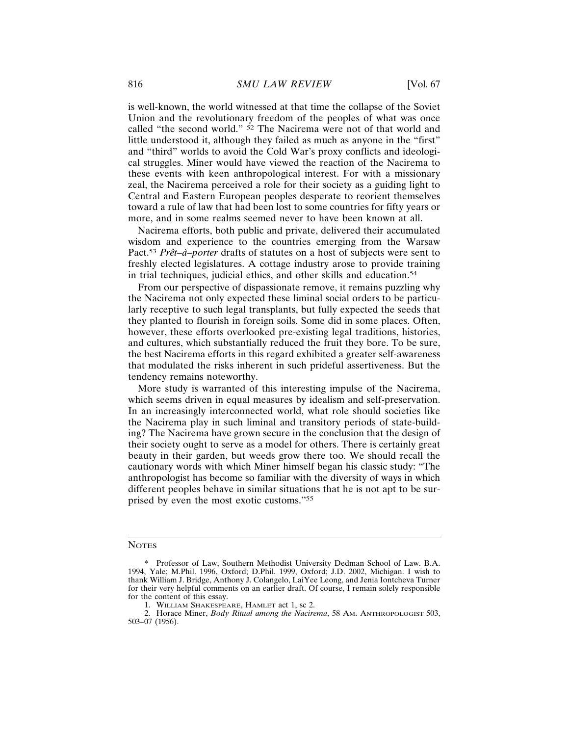is well-known, the world witnessed at that time the collapse of the Soviet Union and the revolutionary freedom of the peoples of what was once called "the second world."[52] The Nacirema were not of that world and little understood it, although they failed as much as anyone in the "first" and "third" worlds to avoid the Cold War's proxy conflicts and ideological struggles. Miner would have viewed the reaction of the Nacirema to these events with keen anthropological interest. For with a missionary zeal, the Nacirema perceived a role for their society as a guiding light to Central and Eastern European peoples desperate to reorient themselves toward a rule of law that had been lost to some countries for fifty years or more, and in some realms seemed never to have been known at all.

Nacirema efforts, both public and private, delivered their accumulated wisdom and experience to the countries emerging from the Warsaw Pact.[53] *Prêt–à–porter* drafts of statutes on a host of subjects were sent to freshly elected legislatures. A cottage industry arose to provide training in trial techniques, judicial ethics, and other skills and education.[54]

From our perspective of dispassionate remove, it remains puzzling why the Nacirema not only expected these liminal social orders to be particularly receptive to such legal transplants, but fully expected the seeds that they planted to flourish in foreign soils. Some did in some places. Often, however, these efforts overlooked pre-existing legal traditions, histories, and cultures, which substantially reduced the fruit they bore. To be sure, the best Nacirema efforts in this regard exhibited a greater self-awareness that modulated the risks inherent in such prideful assertiveness. But the tendency remains noteworthy.

More study is warranted of this interesting impulse of the Nacirema, which seems driven in equal measures by idealism and self-preservation. In an increasingly interconnected world, what role should societies like the Nacirema play in such liminal and transitory periods of state-building? The Nacirema have grown secure in the conclusion that the design of their society ought to serve as a model for others. There is certainly great beauty in their garden, but weeds grow there too. We should recall the cautionary words with which Miner himself began his classic study: "The anthropologist has become so familiar with the diversity of ways in which different peoples behave in similar situations that he is not apt to be surprised by even the most exotic customs."[55]

---

NOTES

\* Professor of Law, Southern Methodist University Dedman School of Law. B.A. 1994, Yale; M.Phil. 1996, Oxford; D.Phil. 1999, Oxford; J.D. 2002, Michigan. I wish to thank William J. Bridge, Anthony J. Colangelo, LaiYee Leong, and Jenia Iontcheva Turner for their very helpful comments on an earlier draft. Of course, I remain solely responsible for the content of this essay.

1. WILLIAM SHAKESPEARE, HAMLET act 1, sc 2.

2. Horace Miner, *Body Ritual among the Nacirema*, 58 AM. ANTHROPOLOGIST 503, 503–07 (1956).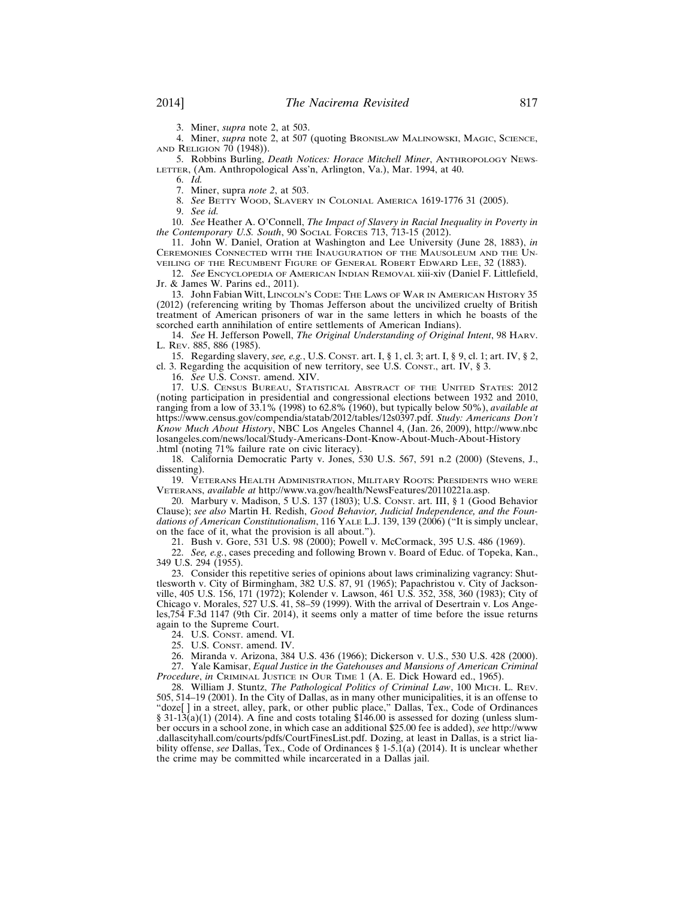3. Miner, *supra* note 2, at 503.

4. Miner, *supra* note 2, at 507 (quoting BRONISLAW MALINOWSKI, MAGIC, SCIENCE, AND RELIGION 70 (1948)).

5. Robbins Burling, *Death Notices: Horace Mitchell Miner*, ANTHROPOLOGY NEWSLETTER, (Am. Anthropological Ass'n, Arlington, Va.), Mar. 1994, at 40.

6. *Id.*

7. Miner, supra *note 2*, at 503.

8. *See* BETTY WOOD, SLAVERY IN COLONIAL AMERICA 1619-1776 31 (2005).

9. *See id.*

10. *See* Heather A. O'Connell, *The Impact of Slavery in Racial Inequality in Poverty in the Contemporary U.S. South*, 90 SOCIAL FORCES 713, 713-15 (2012).

11. John W. Daniel, Oration at Washington and Lee University (June 28, 1883), *in* CEREMONIES CONNECTED WITH THE INAUGURATION OF THE MAUSOLEUM AND THE UNVEILING OF THE RECUMBENT FIGURE OF GENERAL ROBERT EDWARD LEE, 32 (1883).

12. *See* ENCYCLOPEDIA OF AMERICAN INDIAN REMOVAL xiii-xiv (Daniel F. Littlefield, Jr. & James W. Parins ed., 2011).

13. John Fabian Witt, LINCOLN'S CODE: THE LAWS OF WAR IN AMERICAN HISTORY 35 (2012) (referencing writing by Thomas Jefferson about the uncivilized cruelty of British treatment of American prisoners of war in the same letters in which he boasts of the scorched earth annihilation of entire settlements of American Indians).

14. *See* H. Jefferson Powell, *The Original Understanding of Original Intent*, 98 HARV. L. REV. 885, 886 (1985).

15. Regarding slavery, *see, e.g.*, U.S. CONST. art. I, § 1, cl. 3; art. I, § 9, cl. 1; art. IV, § 2, cl. 3. Regarding the acquisition of new territory, see U.S. CONST., art. IV, § 3.

16. *See* U.S. CONST. amend. XIV.

17. U.S. CENSUS BUREAU, STATISTICAL ABSTRACT OF THE UNITED STATES: 2012 (noting participation in presidential and congressional elections between 1932 and 2010, ranging from a low of 33.1% (1998) to 62.8% (1960), but typically below 50%), *available at* https://www.census.gov/compendia/statab/2012/tables/12s0397.pdf. *Study: Americans Don't Know Much About History*, NBC Los Angeles Channel 4, (Jan. 26, 2009), http://www.nbclosangeles.com/news/local/Study-Americans-Dont-Know-About-Much-About-History.html (noting 71% failure rate on civic literacy).

18. California Democratic Party v. Jones, 530 U.S. 567, 591 n.2 (2000) (Stevens, J., dissenting).

19. VETERANS HEALTH ADMINISTRATION, MILITARY ROOTS: PRESIDENTS WHO WERE VETERANS, *available at* http://www.va.gov/health/NewsFeatures/20110221a.asp.

20. Marbury v. Madison, 5 U.S. 137 (1803); U.S. CONST. art. III, § 1 (Good Behavior Clause); *see also* Martin H. Redish, *Good Behavior, Judicial Independence, and the Foundations of American Constitutionalism*, 116 YALE L.J. 139, 139 (2006) ("It is simply unclear, on the face of it, what the provision is all about.").

21. Bush v. Gore, 531 U.S. 98 (2000); Powell v. McCormack, 395 U.S. 486 (1969).

22. *See, e.g.*, cases preceding and following Brown v. Board of Educ. of Topeka, Kan., 349 U.S. 294 (1955).

23. Consider this repetitive series of opinions about laws criminalizing vagrancy: Shuttlesworth v. City of Birmingham, 382 U.S. 87, 91 (1965); Papachristou v. City of Jacksonville, 405 U.S. 156, 171 (1972); Kolender v. Lawson, 461 U.S. 352, 358, 360 (1983); City of Chicago v. Morales, 527 U.S. 41, 58–59 (1999). With the arrival of Desertrain v. Los Angeles,754 F.3d 1147 (9th Cir. 2014), it seems only a matter of time before the issue returns again to the Supreme Court.

24. U.S. CONST. amend. VI.

25. U.S. CONST. amend. IV.

26. Miranda v. Arizona, 384 U.S. 436 (1966); Dickerson v. U.S., 530 U.S. 428 (2000).

27. Yale Kamisar, *Equal Justice in the Gatehouses and Mansions of American Criminal Procedure*, *in* CRIMINAL JUSTICE IN OUR TIME 1 (A. E. Dick Howard ed., 1965).

28. William J. Stuntz, *The Pathological Politics of Criminal Law*, 100 MICH. L. REV. 505, 514–19 (2001). In the City of Dallas, as in many other municipalities, it is an offense to "doze[ ] in a street, alley, park, or other public place," Dallas, Tex., Code of Ordinances § 31-13(a)(1) (2014). A fine and costs totaling $146.00 is assessed for dozing (unless slumber occurs in a school zone, in which case an additional $25.00 fee is added), *see* http://www.dallascityhall.com/courts/pdfs/CourtFinesList.pdf. Dozing, at least in Dallas, is a strict liability offense, *see* Dallas, Tex., Code of Ordinances § 1-5.1(a) (2014). It is unclear whether the crime may be committed while incarcerated in a Dallas jail.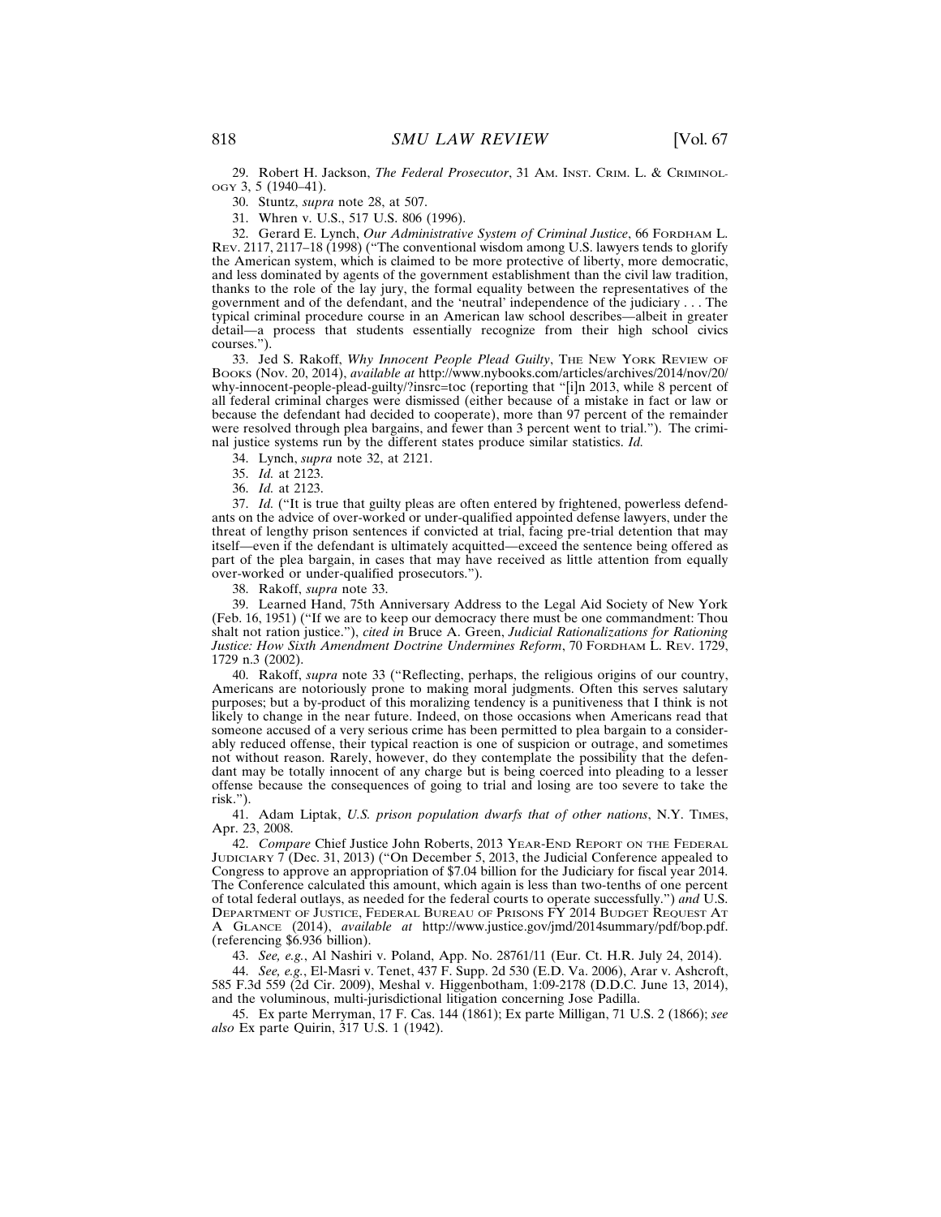29. Robert H. Jackson, *The Federal Prosecutor*, 31 AM. INST. CRIM. L. & CRIMINOLOGY 3, 5 (1940–41).

30. Stuntz, *supra* note 28, at 507.

31. Whren v. U.S., 517 U.S. 806 (1996).

32. Gerard E. Lynch, *Our Administrative System of Criminal Justice*, 66 FORDHAM L. REV. 2117, 2117–18 (1998) ("The conventional wisdom among U.S. lawyers tends to glorify the American system, which is claimed to be more protective of liberty, more democratic, and less dominated by agents of the government establishment than the civil law tradition, thanks to the role of the lay jury, the formal equality between the representatives of the government and of the defendant, and the 'neutral' independence of the judiciary . . . The typical criminal procedure course in an American law school describes—albeit in greater detail—a process that students essentially recognize from their high school civics courses.").

33. Jed S. Rakoff, *Why Innocent People Plead Guilty*, THE NEW YORK REVIEW OF BOOKS (Nov. 20, 2014), *available at* http://www.nybooks.com/articles/archives/2014/nov/20/why-innocent-people-plead-guilty/?insrc=toc (reporting that "[i]n 2013, while 8 percent of all federal criminal charges were dismissed (either because of a mistake in fact or law or because the defendant had decided to cooperate), more than 97 percent of the remainder were resolved through plea bargains, and fewer than 3 percent went to trial."). The criminal justice systems run by the different states produce similar statistics. *Id.*

34. Lynch, *supra* note 32, at 2121.

35. *Id.* at 2123.

36. *Id.* at 2123.

37. *Id.* ("It is true that guilty pleas are often entered by frightened, powerless defendants on the advice of over-worked or under-qualified appointed defense lawyers, under the threat of lengthy prison sentences if convicted at trial, facing pre-trial detention that may itself—even if the defendant is ultimately acquitted—exceed the sentence being offered as part of the plea bargain, in cases that may have received as little attention from equally over-worked or under-qualified prosecutors.").

38. Rakoff, *supra* note 33.

39. Learned Hand, 75th Anniversary Address to the Legal Aid Society of New York (Feb. 16, 1951) ("If we are to keep our democracy there must be one commandment: Thou shalt not ration justice."), *cited in* Bruce A. Green, *Judicial Rationalizations for Rationing Justice: How Sixth Amendment Doctrine Undermines Reform*, 70 FORDHAM L. REV. 1729, 1729 n.3 (2002).

40. Rakoff, *supra* note 33 ("Reflecting, perhaps, the religious origins of our country, Americans are notoriously prone to making moral judgments. Often this serves salutary purposes; but a by-product of this moralizing tendency is a punitiveness that I think is not likely to change in the near future. Indeed, on those occasions when Americans read that someone accused of a very serious crime has been permitted to plea bargain to a considerably reduced offense, their typical reaction is one of suspicion or outrage, and sometimes not without reason. Rarely, however, do they contemplate the possibility that the defendant may be totally innocent of any charge but is being coerced into pleading to a lesser offense because the consequences of going to trial and losing are too severe to take the risk.").

41. Adam Liptak, *U.S. prison population dwarfs that of other nations*, N.Y. TIMES, Apr. 23, 2008.

42. *Compare* Chief Justice John Roberts, 2013 YEAR-END REPORT ON THE FEDERAL JUDICIARY 7 (Dec. 31, 2013) ("On December 5, 2013, the Judicial Conference appealed to Congress to approve an appropriation of $7.04 billion for the Judiciary for fiscal year 2014. The Conference calculated this amount, which again is less than two-tenths of one percent of total federal outlays, as needed for the federal courts to operate successfully.") *and* U.S. DEPARTMENT OF JUSTICE, FEDERAL BUREAU OF PRISONS FY 2014 BUDGET REQUEST AT A GLANCE (2014), *available at* http://www.justice.gov/jmd/2014summary/pdf/bop.pdf. (referencing $6.936 billion).

43. *See, e.g.*, Al Nashiri v. Poland, App. No. 28761/11 (Eur. Ct. H.R. July 24, 2014).

44. *See, e.g.*, El-Masri v. Tenet, 437 F. Supp. 2d 530 (E.D. Va. 2006), Arar v. Ashcroft, 585 F.3d 559 (2d Cir. 2009), Meshal v. Higgenbotham, 1:09-2178 (D.D.C. June 13, 2014), and the voluminous, multi-jurisdictional litigation concerning Jose Padilla.

45. Ex parte Merryman, 17 F. Cas. 144 (1861); Ex parte Milligan, 71 U.S. 2 (1866); *see also* Ex parte Quirin, 317 U.S. 1 (1942).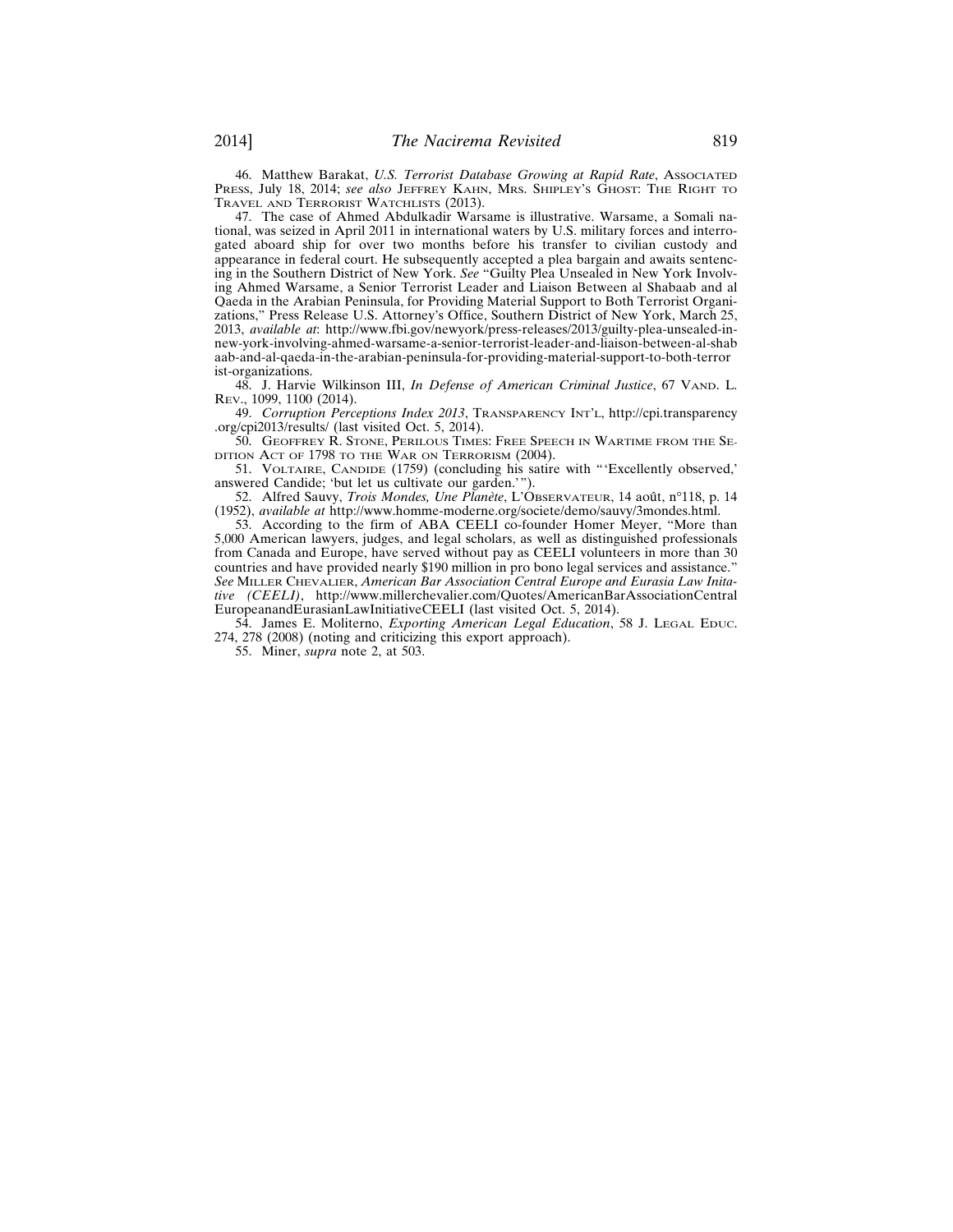46. Matthew Barakat, *U.S. Terrorist Database Growing at Rapid Rate*, Associated Press, July 18, 2014; *see also* Jeffrey Kahn, Mrs. Shipley's Ghost: The Right to Travel and Terrorist Watchlists (2013).

47. The case of Ahmed Abdulkadir Warsame is illustrative. Warsame, a Somali national, was seized in April 2011 in international waters by U.S. military forces and interrogated aboard ship for over two months before his transfer to civilian custody and appearance in federal court. He subsequently accepted a plea bargain and awaits sentencing in the Southern District of New York. *See* "Guilty Plea Unsealed in New York Involving Ahmed Warsame, a Senior Terrorist Leader and Liaison Between al Shabaab and al Qaeda in the Arabian Peninsula, for Providing Material Support to Both Terrorist Organizations," Press Release U.S. Attorney's Office, Southern District of New York, March 25, 2013, *available at*: http://www.fbi.gov/newyork/press-releases/2013/guilty-plea-unsealed-in-new-york-involving-ahmed-warsame-a-senior-terrorist-leader-and-liaison-between-al-shabaab-and-al-qaeda-in-the-arabian-peninsula-for-providing-material-support-to-both-terrorist-organizations.

48. J. Harvie Wilkinson III, *In Defense of American Criminal Justice*, 67 Vand. L. Rev., 1099, 1100 (2014).

49. *Corruption Perceptions Index 2013*, Transparency Int'l, http://cpi.transparency.org/cpi2013/results/ (last visited Oct. 5, 2014).

50. Geoffrey R. Stone, Perilous Times: Free Speech in Wartime from the Sedition Act of 1798 to the War on Terrorism (2004).

51. Voltaire, Candide (1759) (concluding his satire with "'Excellently observed,' answered Candide; 'but let us cultivate our garden.'").

52. Alfred Sauvy, *Trois Mondes, Une Planète*, L'Observateur, 14 août, n°118, p. 14 (1952), *available at* http://www.homme-moderne.org/societe/demo/sauvy/3mondes.html.

53. According to the firm of ABA CEELI co-founder Homer Meyer, "More than 5,000 American lawyers, judges, and legal scholars, as well as distinguished professionals from Canada and Europe, have served without pay as CEELI volunteers in more than 30 countries and have provided nearly $190 million in pro bono legal services and assistance." *See* Miller Chevalier, *American Bar Association Central Europe and Eurasia Law Initative (CEELI)*, http://www.millerchevalier.com/Quotes/AmericanBarAssociationCentralEuropeanandEurasianLawInitiativeCEELI (last visited Oct. 5, 2014).

54. James E. Moliterno, *Exporting American Legal Education*, 58 J. Legal Educ. 274, 278 (2008) (noting and criticizing this export approach).

55. Miner, *supra* note 2, at 503.